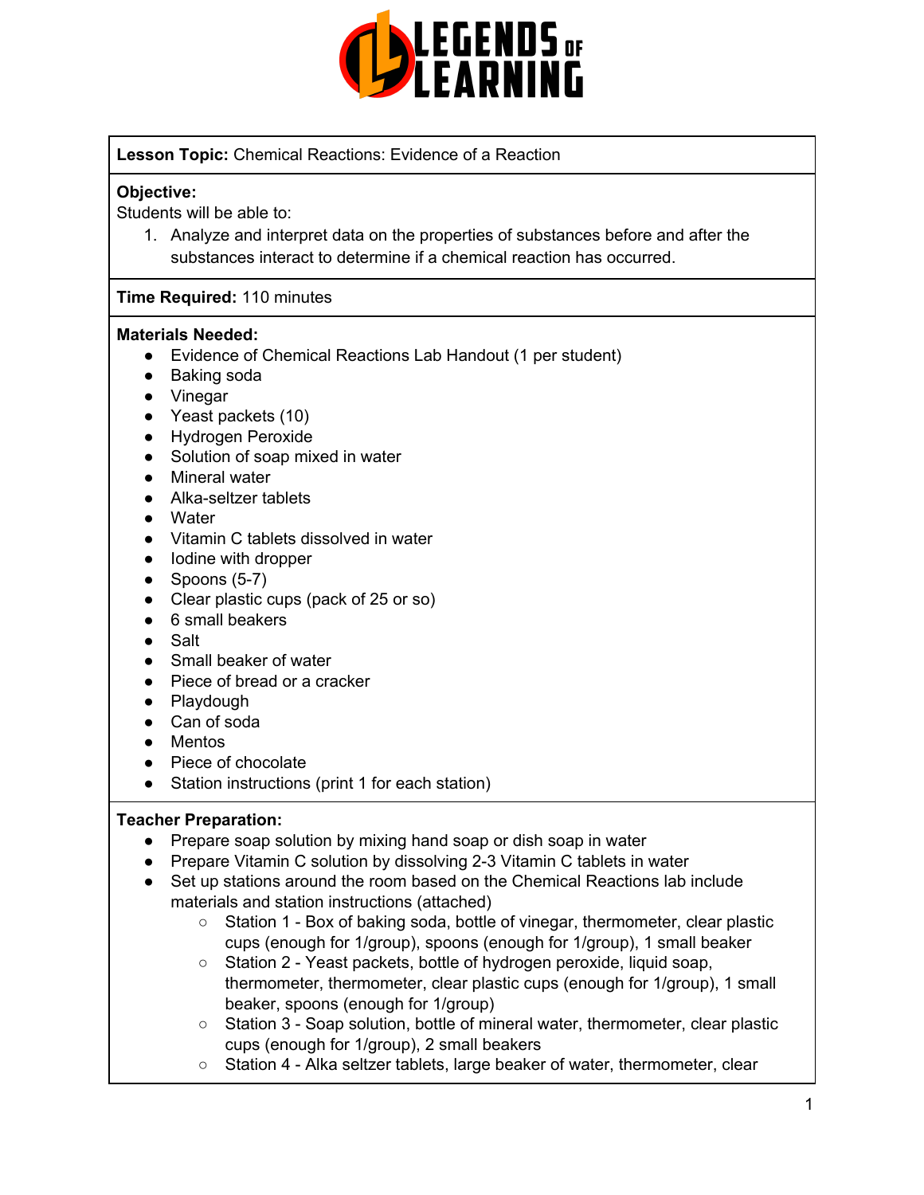**Lesson Topic:** Chemical Reactions: Evidence of a Reaction

**Objective:**
Students will be able to:

1. Analyze and interpret data on the properties of substances before and after the substances interact to determine if a chemical reaction has occurred.

**Time Required:** 110 minutes

**Materials Needed:**

- Evidence of Chemical Reactions Lab Handout (1 per student)
- Baking soda
- Vinegar
- Yeast packets (10)
- Hydrogen Peroxide
- Solution of soap mixed in water
- Mineral water
- Alka-seltzer tablets
- Water
- Vitamin C tablets dissolved in water
- Iodine with dropper
- Spoons (5-7)
- Clear plastic cups (pack of 25 or so)
- 6 small beakers
- Salt
- Small beaker of water
- Piece of bread or a cracker
- Playdough
- Can of soda
- Mentos
- Piece of chocolate
- Station instructions (print 1 for each station)

**Teacher Preparation:**

- Prepare soap solution by mixing hand soap or dish soap in water
- Prepare Vitamin C solution by dissolving 2-3 Vitamin C tablets in water
- Set up stations around the room based on the Chemical Reactions lab include materials and station instructions (attached)
  - Station 1 - Box of baking soda, bottle of vinegar, thermometer, clear plastic cups (enough for 1/group), spoons (enough for 1/group), 1 small beaker
  - Station 2 - Yeast packets, bottle of hydrogen peroxide, liquid soap, thermometer, thermometer, clear plastic cups (enough for 1/group), 1 small beaker, spoons (enough for 1/group)
  - Station 3 - Soap solution, bottle of mineral water, thermometer, clear plastic cups (enough for 1/group), 2 small beakers
  - Station 4 - Alka seltzer tablets, large beaker of water, thermometer, clear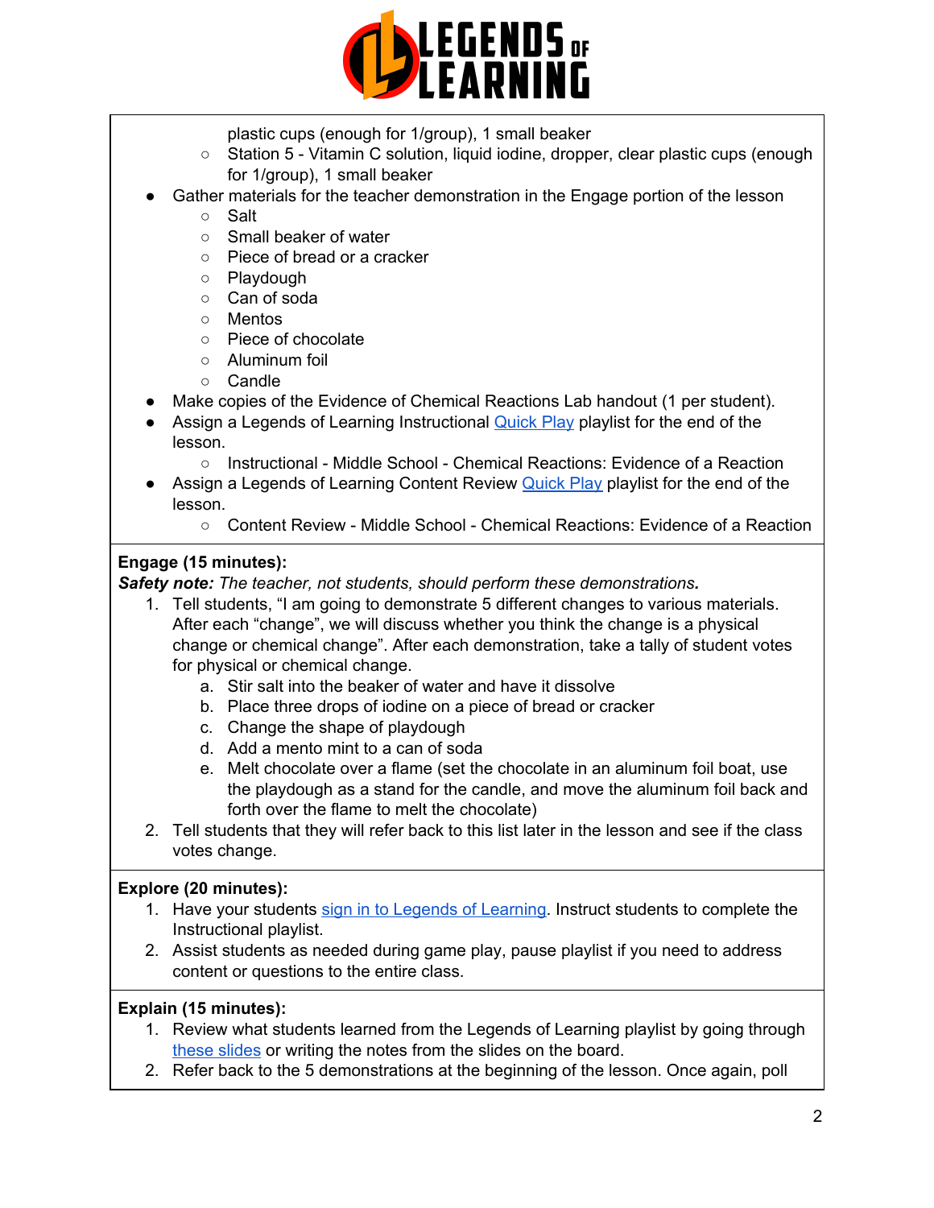plastic cups (enough for 1/group), 1 small beaker
    - Station 5 - Vitamin C solution, liquid iodine, dropper, clear plastic cups (enough for 1/group), 1 small beaker
- Gather materials for the teacher demonstration in the Engage portion of the lesson
    - Salt
    - Small beaker of water
    - Piece of bread or a cracker
    - Playdough
    - Can of soda
    - Mentos
    - Piece of chocolate
    - Aluminum foil
    - Candle
- Make copies of the Evidence of Chemical Reactions Lab handout (1 per student).
- Assign a Legends of Learning Instructional [Quick Play](#) playlist for the end of the lesson.
    - Instructional - Middle School - Chemical Reactions: Evidence of a Reaction
- Assign a Legends of Learning Content Review [Quick Play](#) playlist for the end of the lesson.
    - Content Review - Middle School - Chemical Reactions: Evidence of a Reaction

**Engage (15 minutes):**

***Safety note:*** *The teacher, not students, should perform these demonstrations.*

1. Tell students, "I am going to demonstrate 5 different changes to various materials. After each "change", we will discuss whether you think the change is a physical change or chemical change". After each demonstration, take a tally of student votes for physical or chemical change.
    a. Stir salt into the beaker of water and have it dissolve
    b. Place three drops of iodine on a piece of bread or cracker
    c. Change the shape of playdough
    d. Add a mento mint to a can of soda
    e. Melt chocolate over a flame (set the chocolate in an aluminum foil boat, use the playdough as a stand for the candle, and move the aluminum foil back and forth over the flame to melt the chocolate)
2. Tell students that they will refer back to this list later in the lesson and see if the class votes change.

**Explore (20 minutes):**

1. Have your students [sign in to Legends of Learning](#). Instruct students to complete the Instructional playlist.
2. Assist students as needed during game play, pause playlist if you need to address content or questions to the entire class.

**Explain (15 minutes):**

1. Review what students learned from the Legends of Learning playlist by going through [these slides](#) or writing the notes from the slides on the board.
2. Refer back to the 5 demonstrations at the beginning of the lesson. Once again, poll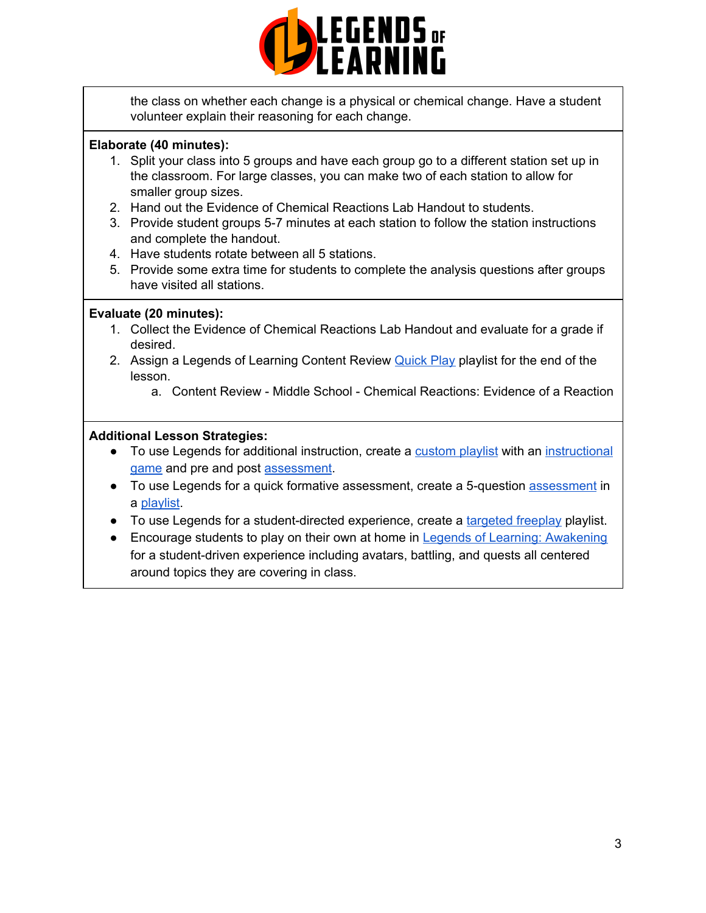the class on whether each change is a physical or chemical change. Have a student volunteer explain their reasoning for each change.

**Elaborate (40 minutes):**

1. Split your class into 5 groups and have each group go to a different station set up in the classroom. For large classes, you can make two of each station to allow for smaller group sizes.
2. Hand out the Evidence of Chemical Reactions Lab Handout to students.
3. Provide student groups 5-7 minutes at each station to follow the station instructions and complete the handout.
4. Have students rotate between all 5 stations.
5. Provide some extra time for students to complete the analysis questions after groups have visited all stations.

**Evaluate (20 minutes):**

1. Collect the Evidence of Chemical Reactions Lab Handout and evaluate for a grade if desired.
2. Assign a Legends of Learning Content Review Quick Play playlist for the end of the lesson.
    a. Content Review - Middle School - Chemical Reactions: Evidence of a Reaction

**Additional Lesson Strategies:**

- To use Legends for additional instruction, create a custom playlist with an instructional game and pre and post assessment.
- To use Legends for a quick formative assessment, create a 5-question assessment in a playlist.
- To use Legends for a student-directed experience, create a targeted freeplay playlist.
- Encourage students to play on their own at home in Legends of Learning: Awakening for a student-driven experience including avatars, battling, and quests all centered around topics they are covering in class.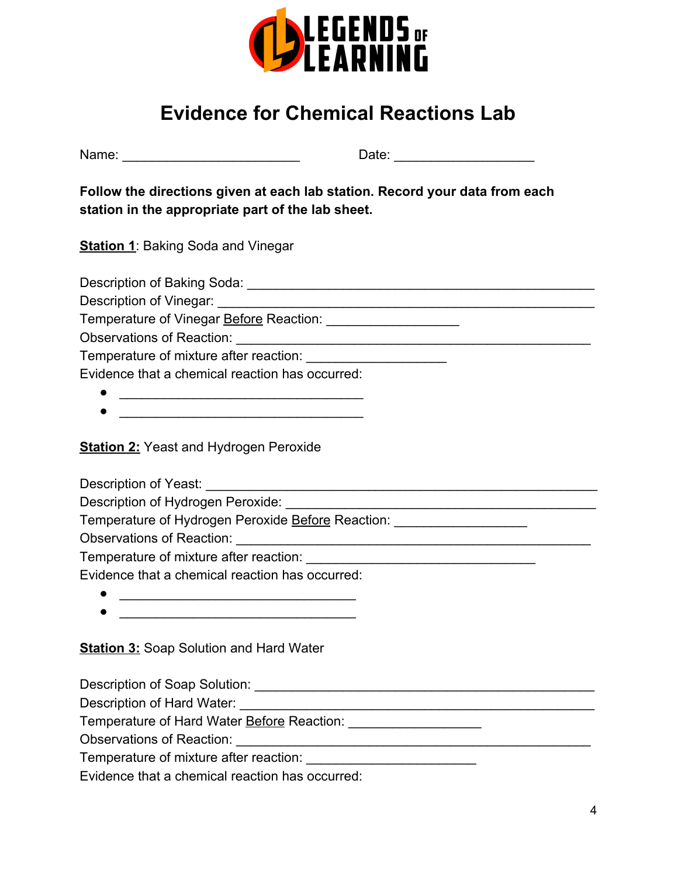# Evidence for Chemical Reactions Lab

Name: ________________________ Date: ___________________

**Follow the directions given at each lab station. Record your data from each station in the appropriate part of the lab sheet.**

**Station 1**: Baking Soda and Vinegar

Description of Baking Soda: ______________________________________________
Description of Vinegar: _________________________________________________
Temperature of Vinegar Before Reaction: __________________
Observations of Reaction: _______________________________________________
Temperature of mixture after reaction: ___________________
Evidence that a chemical reaction has occurred:

- _________________________________
- _________________________________

**Station 2:** Yeast and Hydrogen Peroxide

Description of Yeast: ___________________________________________________
Description of Hydrogen Peroxide: ________________________________________
Temperature of Hydrogen Peroxide Before Reaction: __________________
Observations of Reaction: _______________________________________________
Temperature of mixture after reaction: _______________________________
Evidence that a chemical reaction has occurred:

- ________________________________
- ________________________________

**Station 3:** Soap Solution and Hard Water

Description of Soap Solution: ____________________________________________
Description of Hard Water: ______________________________________________
Temperature of Hard Water Before Reaction: __________________
Observations of Reaction: _______________________________________________
Temperature of mixture after reaction: _______________________
Evidence that a chemical reaction has occurred: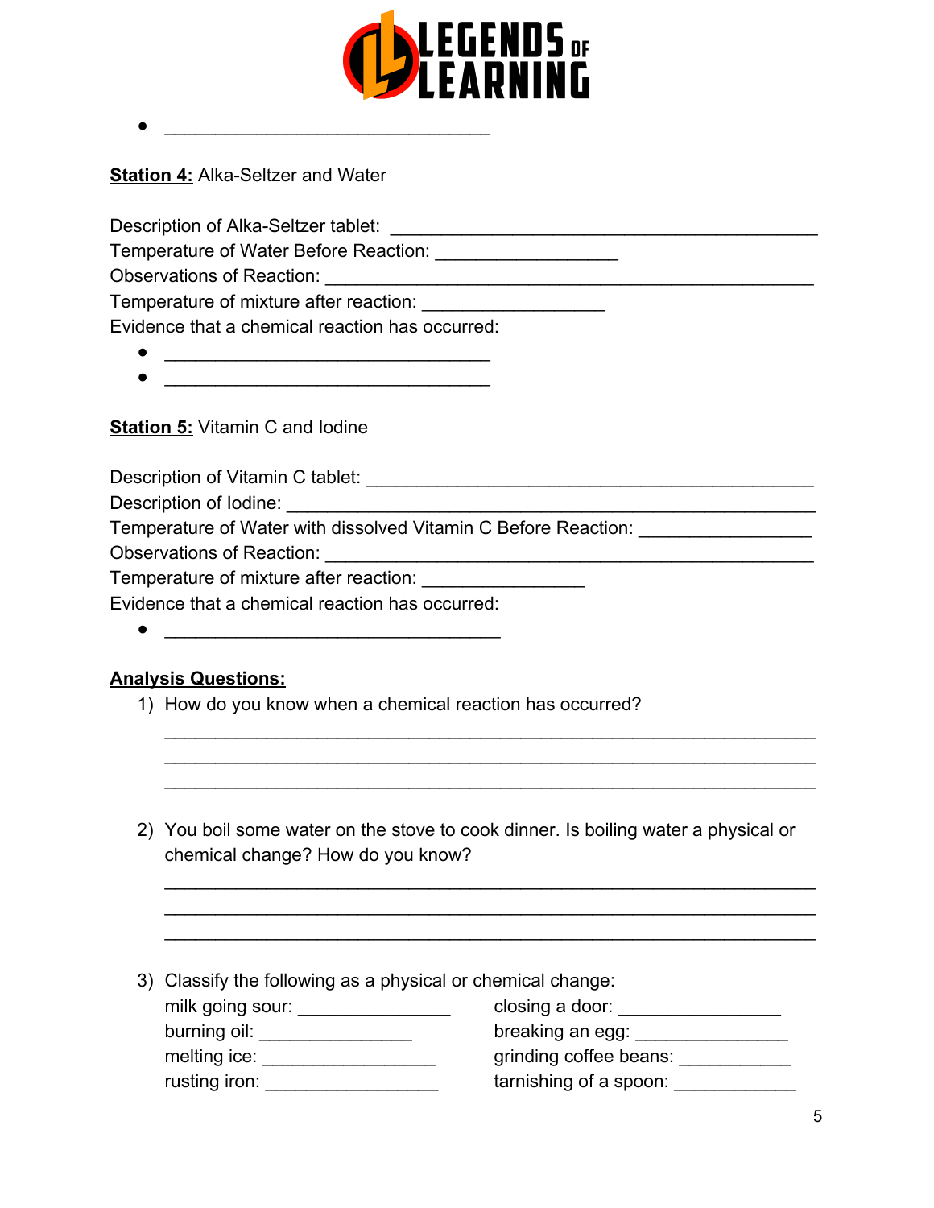- ________________________________

**Station 4:** Alka-Seltzer and Water

Description of Alka-Seltzer tablet: __________________________________________
Temperature of Water Before Reaction: __________________
Observations of Reaction: ________________________________________________
Temperature of mixture after reaction: __________________
Evidence that a chemical reaction has occurred:

- ________________________________
- ________________________________

**Station 5:** Vitamin C and Iodine

Description of Vitamin C tablet: ____________________________________________
Description of Iodine: _____________________________________________________
Temperature of Water with dissolved Vitamin C Before Reaction: _________________
Observations of Reaction: ________________________________________________
Temperature of mixture after reaction: ________________
Evidence that a chemical reaction has occurred:

- _________________________________

**Analysis Questions:**

1) How do you know when a chemical reaction has occurred?

   ________________________________________________________________
   ________________________________________________________________
   ________________________________________________________________

2) You boil some water on the stove to cook dinner. Is boiling water a physical or chemical change? How do you know?

   ________________________________________________________________
   ________________________________________________________________
   ________________________________________________________________

3) Classify the following as a physical or chemical change:

   milk going sour: _______________
   burning oil: _______________
   melting ice: _________________
   rusting iron: _________________
   closing a door: ________________
   breaking an egg: _______________
   grinding coffee beans: ___________
   tarnishing of a spoon: ____________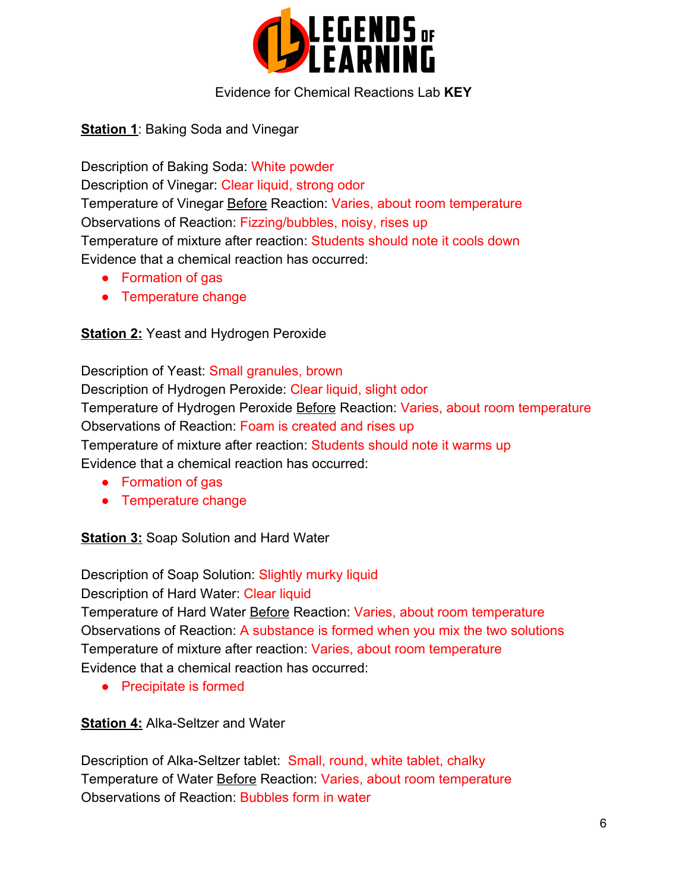Evidence for Chemical Reactions Lab **KEY**

**Station 1**: Baking Soda and Vinegar

Description of Baking Soda: White powder
Description of Vinegar: Clear liquid, strong odor
Temperature of Vinegar Before Reaction: Varies, about room temperature
Observations of Reaction: Fizzing/bubbles, noisy, rises up
Temperature of mixture after reaction: Students should note it cools down
Evidence that a chemical reaction has occurred:

- Formation of gas
- Temperature change

**Station 2:** Yeast and Hydrogen Peroxide

Description of Yeast: Small granules, brown
Description of Hydrogen Peroxide: Clear liquid, slight odor
Temperature of Hydrogen Peroxide Before Reaction: Varies, about room temperature
Observations of Reaction: Foam is created and rises up
Temperature of mixture after reaction: Students should note it warms up
Evidence that a chemical reaction has occurred:

- Formation of gas
- Temperature change

**Station 3:** Soap Solution and Hard Water

Description of Soap Solution: Slightly murky liquid
Description of Hard Water: Clear liquid
Temperature of Hard Water Before Reaction: Varies, about room temperature
Observations of Reaction: A substance is formed when you mix the two solutions
Temperature of mixture after reaction: Varies, about room temperature
Evidence that a chemical reaction has occurred:

- Precipitate is formed

**Station 4:** Alka-Seltzer and Water

Description of Alka-Seltzer tablet: Small, round, white tablet, chalky
Temperature of Water Before Reaction: Varies, about room temperature
Observations of Reaction: Bubbles form in water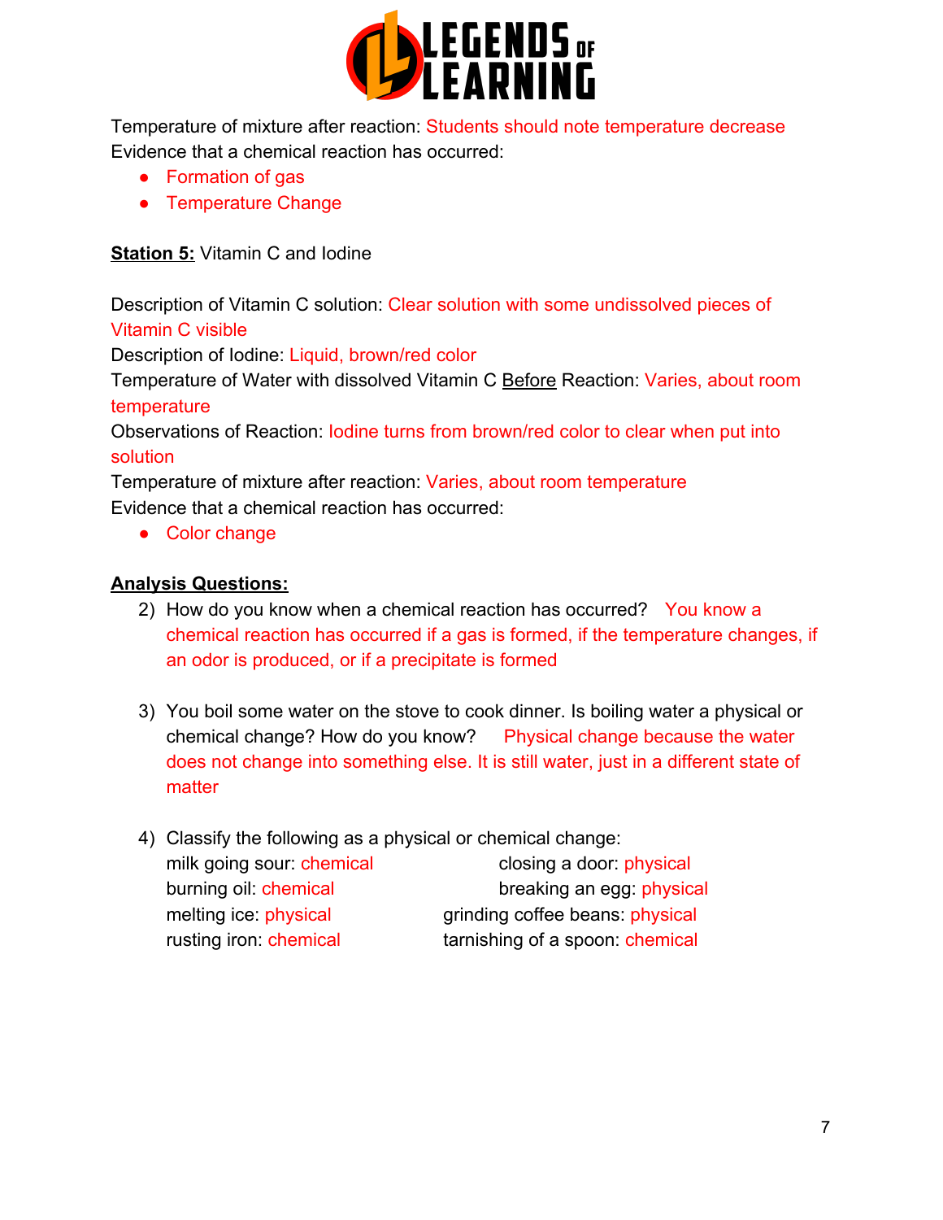Temperature of mixture after reaction: Students should note temperature decrease

Evidence that a chemical reaction has occurred:

- Formation of gas
- Temperature Change

**Station 5:** Vitamin C and Iodine

Description of Vitamin C solution: Clear solution with some undissolved pieces of Vitamin C visible

Description of Iodine: Liquid, brown/red color

Temperature of Water with dissolved Vitamin C Before Reaction: Varies, about room temperature

Observations of Reaction: Iodine turns from brown/red color to clear when put into solution

Temperature of mixture after reaction: Varies, about room temperature

Evidence that a chemical reaction has occurred:

- Color change

**Analysis Questions:**

2) How do you know when a chemical reaction has occurred? You know a chemical reaction has occurred if a gas is formed, if the temperature changes, if an odor is produced, or if a precipitate is formed

3) You boil some water on the stove to cook dinner. Is boiling water a physical or chemical change? How do you know? Physical change because the water does not change into something else. It is still water, just in a different state of matter

4) Classify the following as a physical or chemical change:

   milk going sour: chemical
   burning oil: chemical
   melting ice: physical
   rusting iron: chemical
   closing a door: physical
   breaking an egg: physical
   grinding coffee beans: physical
   tarnishing of a spoon: chemical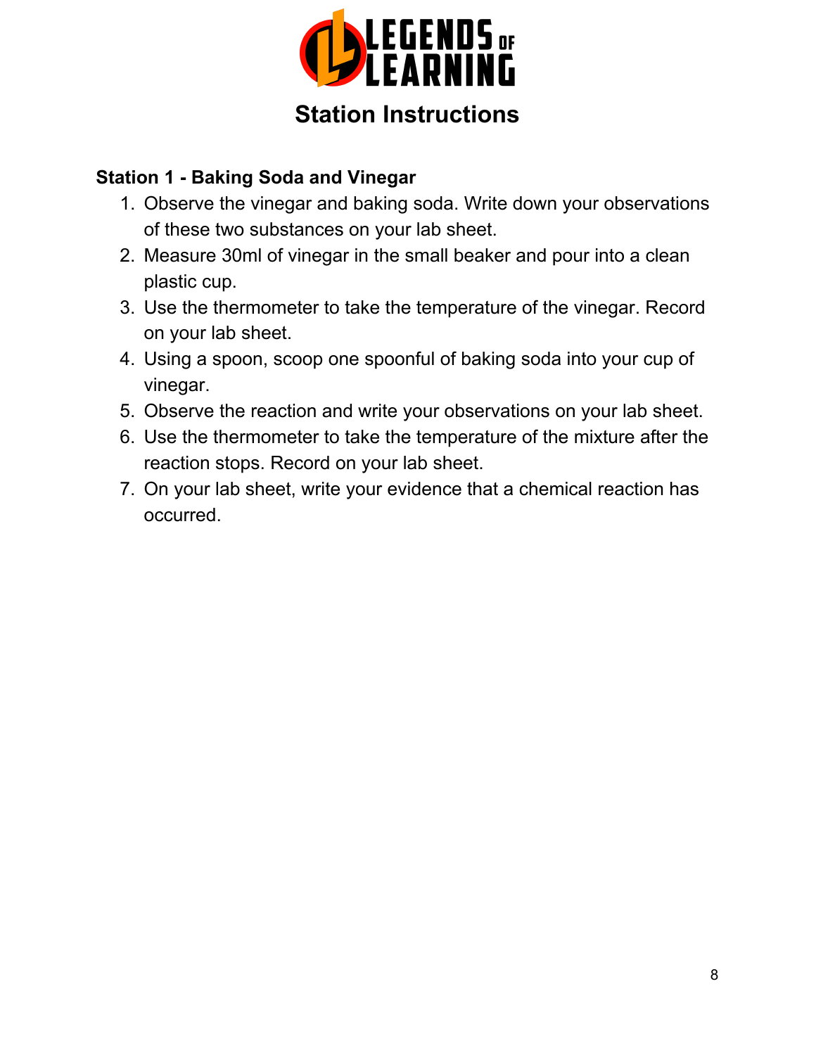# Station Instructions

**Station 1 - Baking Soda and Vinegar**

1. Observe the vinegar and baking soda. Write down your observations of these two substances on your lab sheet.
2. Measure 30ml of vinegar in the small beaker and pour into a clean plastic cup.
3. Use the thermometer to take the temperature of the vinegar. Record on your lab sheet.
4. Using a spoon, scoop one spoonful of baking soda into your cup of vinegar.
5. Observe the reaction and write your observations on your lab sheet.
6. Use the thermometer to take the temperature of the mixture after the reaction stops. Record on your lab sheet.
7. On your lab sheet, write your evidence that a chemical reaction has occurred.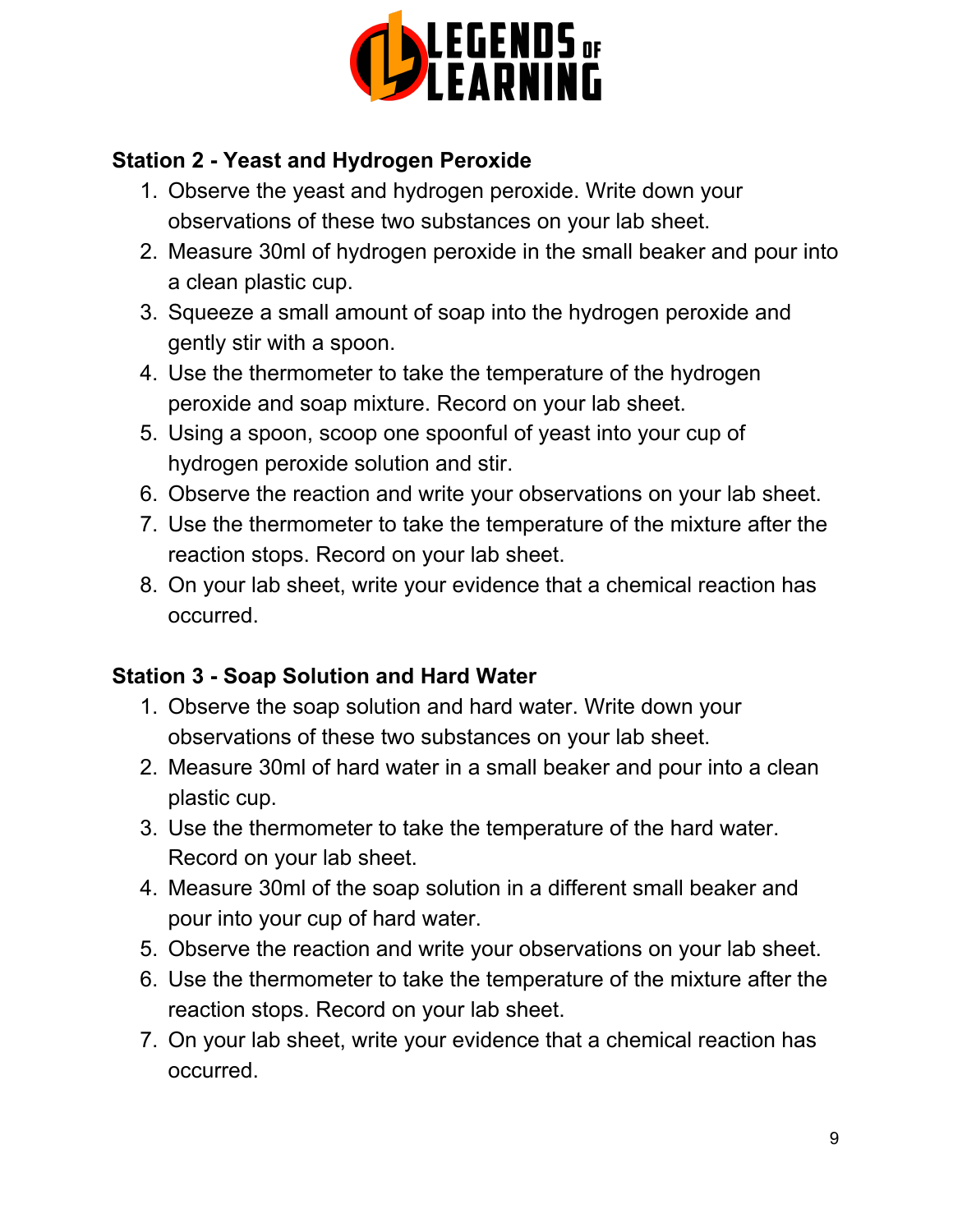**Station 2 - Yeast and Hydrogen Peroxide**

1. Observe the yeast and hydrogen peroxide. Write down your observations of these two substances on your lab sheet.
2. Measure 30ml of hydrogen peroxide in the small beaker and pour into a clean plastic cup.
3. Squeeze a small amount of soap into the hydrogen peroxide and gently stir with a spoon.
4. Use the thermometer to take the temperature of the hydrogen peroxide and soap mixture. Record on your lab sheet.
5. Using a spoon, scoop one spoonful of yeast into your cup of hydrogen peroxide solution and stir.
6. Observe the reaction and write your observations on your lab sheet.
7. Use the thermometer to take the temperature of the mixture after the reaction stops. Record on your lab sheet.
8. On your lab sheet, write your evidence that a chemical reaction has occurred.

**Station 3 - Soap Solution and Hard Water**

1. Observe the soap solution and hard water. Write down your observations of these two substances on your lab sheet.
2. Measure 30ml of hard water in a small beaker and pour into a clean plastic cup.
3. Use the thermometer to take the temperature of the hard water. Record on your lab sheet.
4. Measure 30ml of the soap solution in a different small beaker and pour into your cup of hard water.
5. Observe the reaction and write your observations on your lab sheet.
6. Use the thermometer to take the temperature of the mixture after the reaction stops. Record on your lab sheet.
7. On your lab sheet, write your evidence that a chemical reaction has occurred.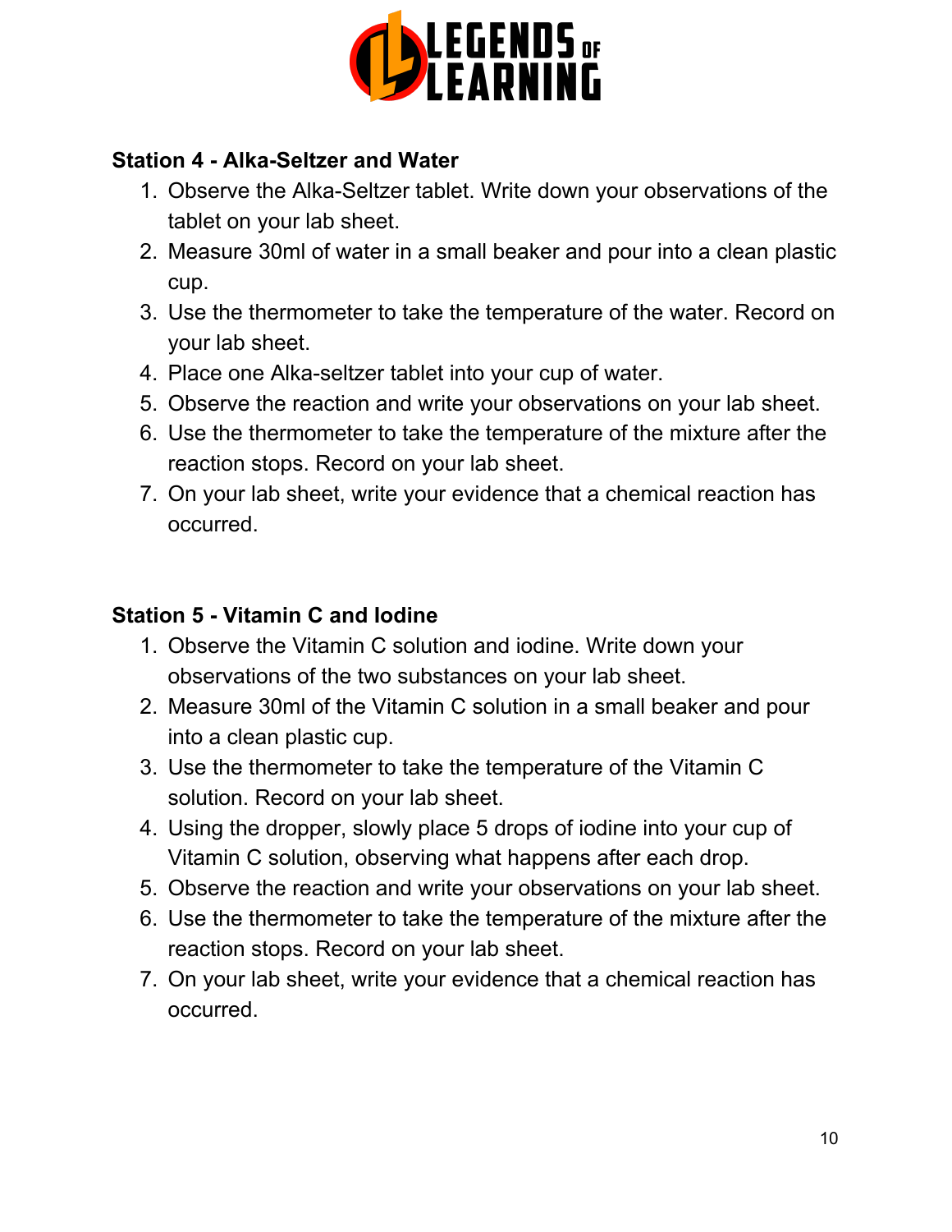**Station 4 - Alka-Seltzer and Water**

1. Observe the Alka-Seltzer tablet. Write down your observations of the tablet on your lab sheet.
2. Measure 30ml of water in a small beaker and pour into a clean plastic cup.
3. Use the thermometer to take the temperature of the water. Record on your lab sheet.
4. Place one Alka-seltzer tablet into your cup of water.
5. Observe the reaction and write your observations on your lab sheet.
6. Use the thermometer to take the temperature of the mixture after the reaction stops. Record on your lab sheet.
7. On your lab sheet, write your evidence that a chemical reaction has occurred.

**Station 5 - Vitamin C and Iodine**

1. Observe the Vitamin C solution and iodine. Write down your observations of the two substances on your lab sheet.
2. Measure 30ml of the Vitamin C solution in a small beaker and pour into a clean plastic cup.
3. Use the thermometer to take the temperature of the Vitamin C solution. Record on your lab sheet.
4. Using the dropper, slowly place 5 drops of iodine into your cup of Vitamin C solution, observing what happens after each drop.
5. Observe the reaction and write your observations on your lab sheet.
6. Use the thermometer to take the temperature of the mixture after the reaction stops. Record on your lab sheet.
7. On your lab sheet, write your evidence that a chemical reaction has occurred.